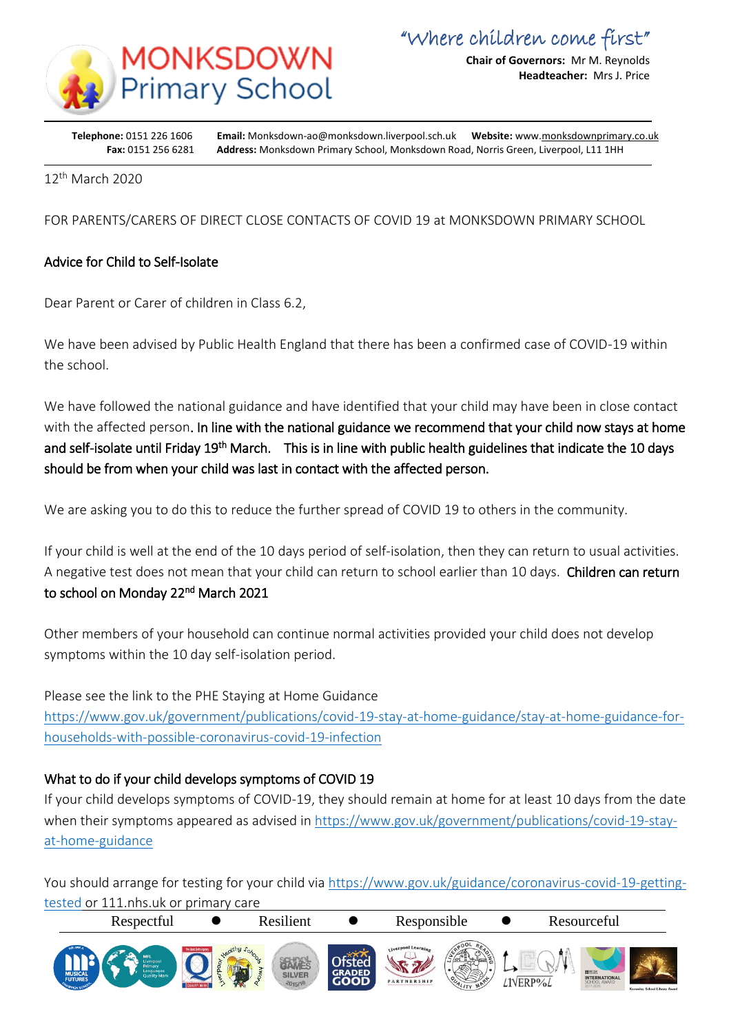# MONKSDOWN Primary School

"Where children come first"

**Chair of Governors:** Mr M. Reynolds
**Headteacher:** Mrs J. Price

**Telephone:** 0151 226 1606 **Email:** Monksdown-ao@monksdown.liverpool.sch.uk **Website:** www.monksdownprimary.co.uk
**Fax:** 0151 256 6281 **Address:** Monksdown Primary School, Monksdown Road, Norris Green, Liverpool, L11 1HH

12th March 2020

FOR PARENTS/CARERS OF DIRECT CLOSE CONTACTS OF COVID 19 at MONKSDOWN PRIMARY SCHOOL

## Advice for Child to Self-Isolate

Dear Parent or Carer of children in Class 6.2,

We have been advised by Public Health England that there has been a confirmed case of COVID-19 within the school.

We have followed the national guidance and have identified that your child may have been in close contact with the affected person. **In line with the national guidance we recommend that your child now stays at home and self-isolate until Friday 19th March. This is in line with public health guidelines that indicate the 10 days should be from when your child was last in contact with the affected person.**

We are asking you to do this to reduce the further spread of COVID 19 to others in the community.

If your child is well at the end of the 10 days period of self-isolation, then they can return to usual activities. A negative test does not mean that your child can return to school earlier than 10 days. **Children can return to school on Monday 22nd March 2021**

Other members of your household can continue normal activities provided your child does not develop symptoms within the 10 day self-isolation period.

Please see the link to the PHE Staying at Home Guidance
https://www.gov.uk/government/publications/covid-19-stay-at-home-guidance/stay-at-home-guidance-for-households-with-possible-coronavirus-covid-19-infection

## What to do if your child develops symptoms of COVID 19

If your child develops symptoms of COVID-19, they should remain at home for at least 10 days from the date when their symptoms appeared as advised in https://www.gov.uk/government/publications/covid-19-stay-at-home-guidance

You should arrange for testing for your child via https://www.gov.uk/guidance/coronavirus-covid-19-getting-tested or 111.nhs.uk or primary care

Respectful ● Resilient ● Responsible ● Resourceful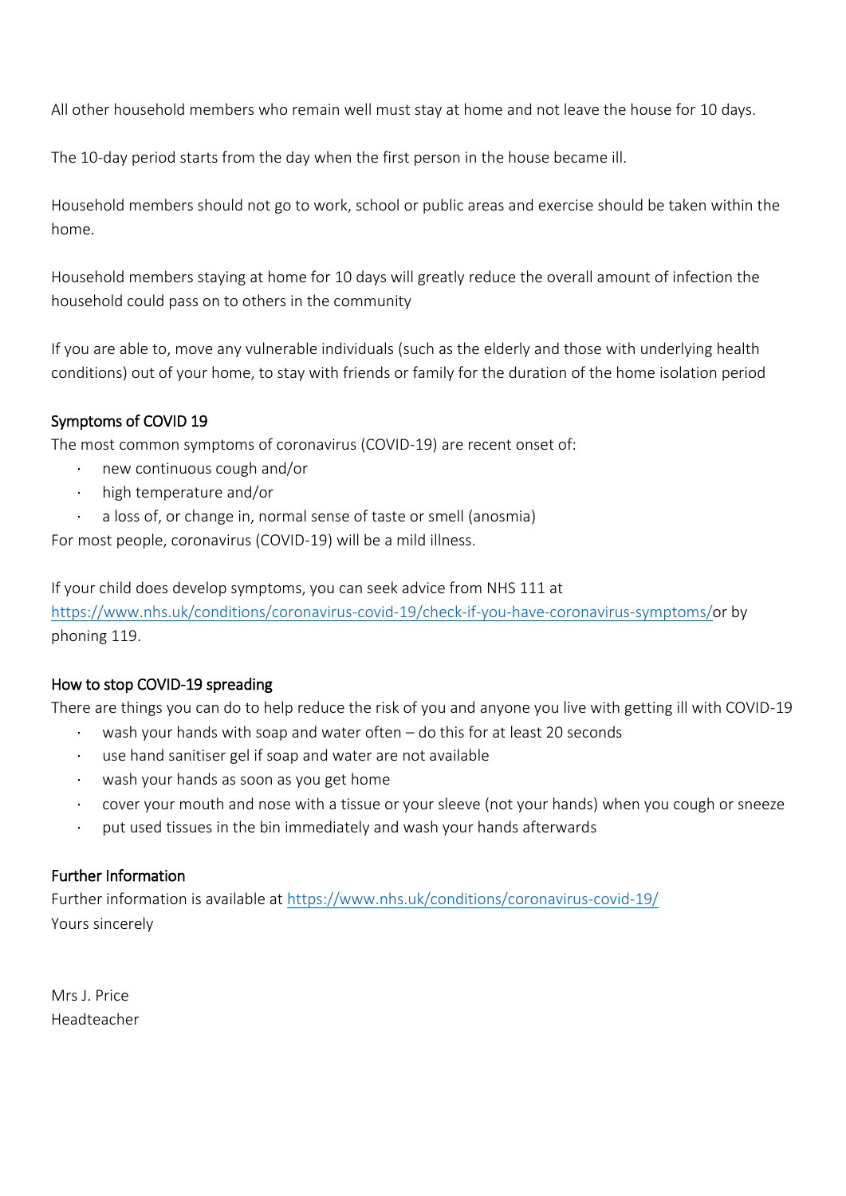All other household members who remain well must stay at home and not leave the house for 10 days.

The 10-day period starts from the day when the first person in the house became ill.

Household members should not go to work, school or public areas and exercise should be taken within the home.

Household members staying at home for 10 days will greatly reduce the overall amount of infection the household could pass on to others in the community

If you are able to, move any vulnerable individuals (such as the elderly and those with underlying health conditions) out of your home, to stay with friends or family for the duration of the home isolation period

## Symptoms of COVID 19

The most common symptoms of coronavirus (COVID-19) are recent onset of:

- new continuous cough and/or
- high temperature and/or
- a loss of, or change in, normal sense of taste or smell (anosmia)

For most people, coronavirus (COVID-19) will be a mild illness.

If your child does develop symptoms, you can seek advice from NHS 111 at https://www.nhs.uk/conditions/coronavirus-covid-19/check-if-you-have-coronavirus-symptoms/or by phoning 119.

## How to stop COVID-19 spreading

There are things you can do to help reduce the risk of you and anyone you live with getting ill with COVID-19

- wash your hands with soap and water often – do this for at least 20 seconds
- use hand sanitiser gel if soap and water are not available
- wash your hands as soon as you get home
- cover your mouth and nose with a tissue or your sleeve (not your hands) when you cough or sneeze
- put used tissues in the bin immediately and wash your hands afterwards

## Further Information

Further information is available at https://www.nhs.uk/conditions/coronavirus-covid-19/

Yours sincerely

Mrs J. Price
Headteacher